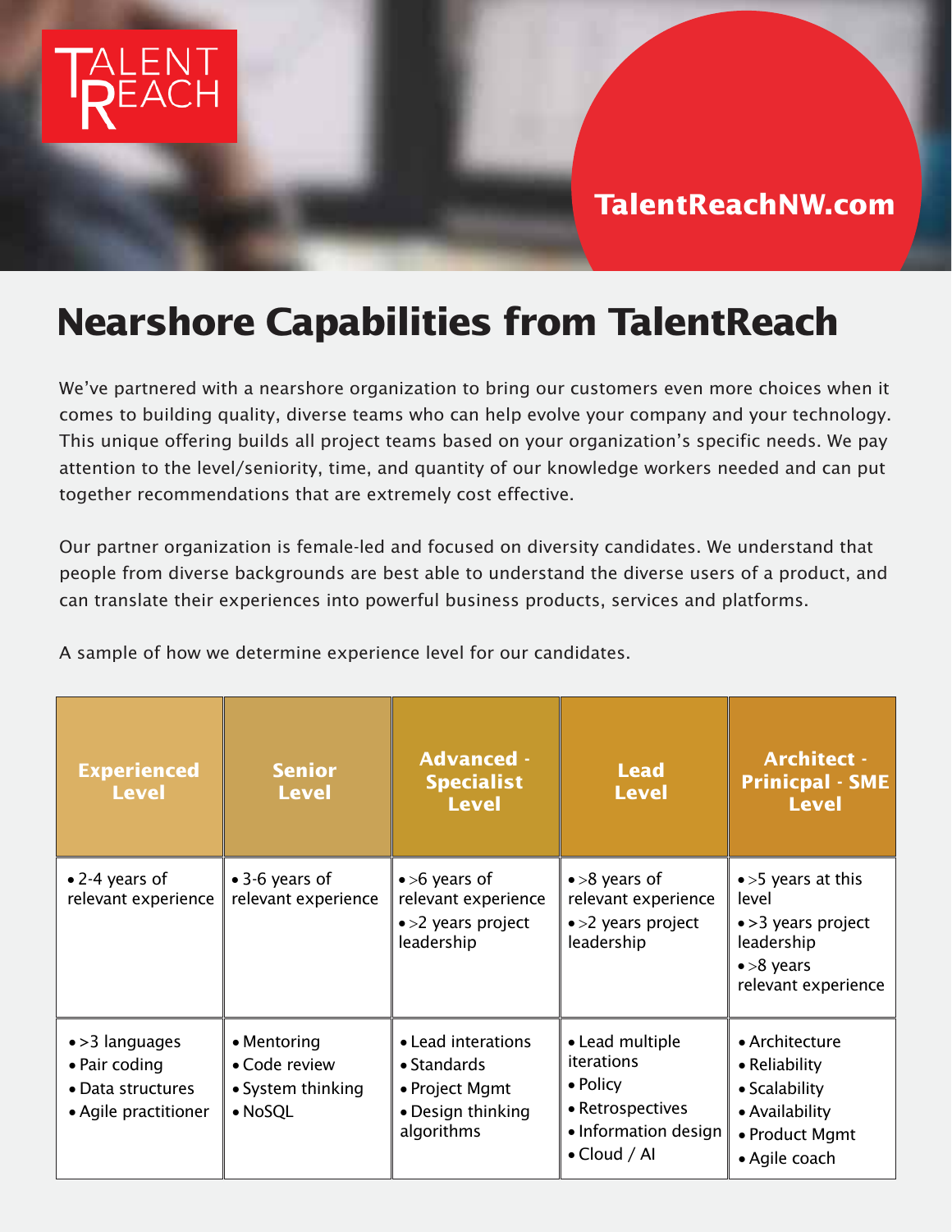TALENT REACH

TalentReachNW.com

# Nearshore Capabilities from TalentReach

We've partnered with a nearshore organization to bring our customers even more choices when it comes to building quality, diverse teams who can help evolve your company and your technology. This unique offering builds all project teams based on your organization's specific needs. We pay attention to the level/seniority, time, and quantity of our knowledge workers needed and can put together recommendations that are extremely cost effective.

Our partner organization is female-led and focused on diversity candidates. We understand that people from diverse backgrounds are best able to understand the diverse users of a product, and can translate their experiences into powerful business products, services and platforms.

A sample of how we determine experience level for our candidates.

| Experienced Level | Senior Level | Advanced - Specialist Level | Lead Level | Architect - Prinicpal - SME Level |
|---|---|---|---|---|
| • 2-4 years of relevant experience | • 3-6 years of relevant experience | • >6 years of relevant experience<br>• >2 years project leadership | • >8 years of relevant experience<br>• >2 years project leadership | • >5 years at this level<br>• >3 years project leadership<br>• >8 years relevant experience |
| • >3 languages<br>• Pair coding<br>• Data structures<br>• Agile practitioner | • Mentoring<br>• Code review<br>• System thinking<br>• NoSQL | • Lead interations<br>• Standards<br>• Project Mgmt<br>• Design thinking algorithms | • Lead multiple iterations<br>• Policy<br>• Retrospectives<br>• Information design<br>• Cloud / AI | • Architecture<br>• Reliability<br>• Scalability<br>• Availability<br>• Product Mgmt<br>• Agile coach |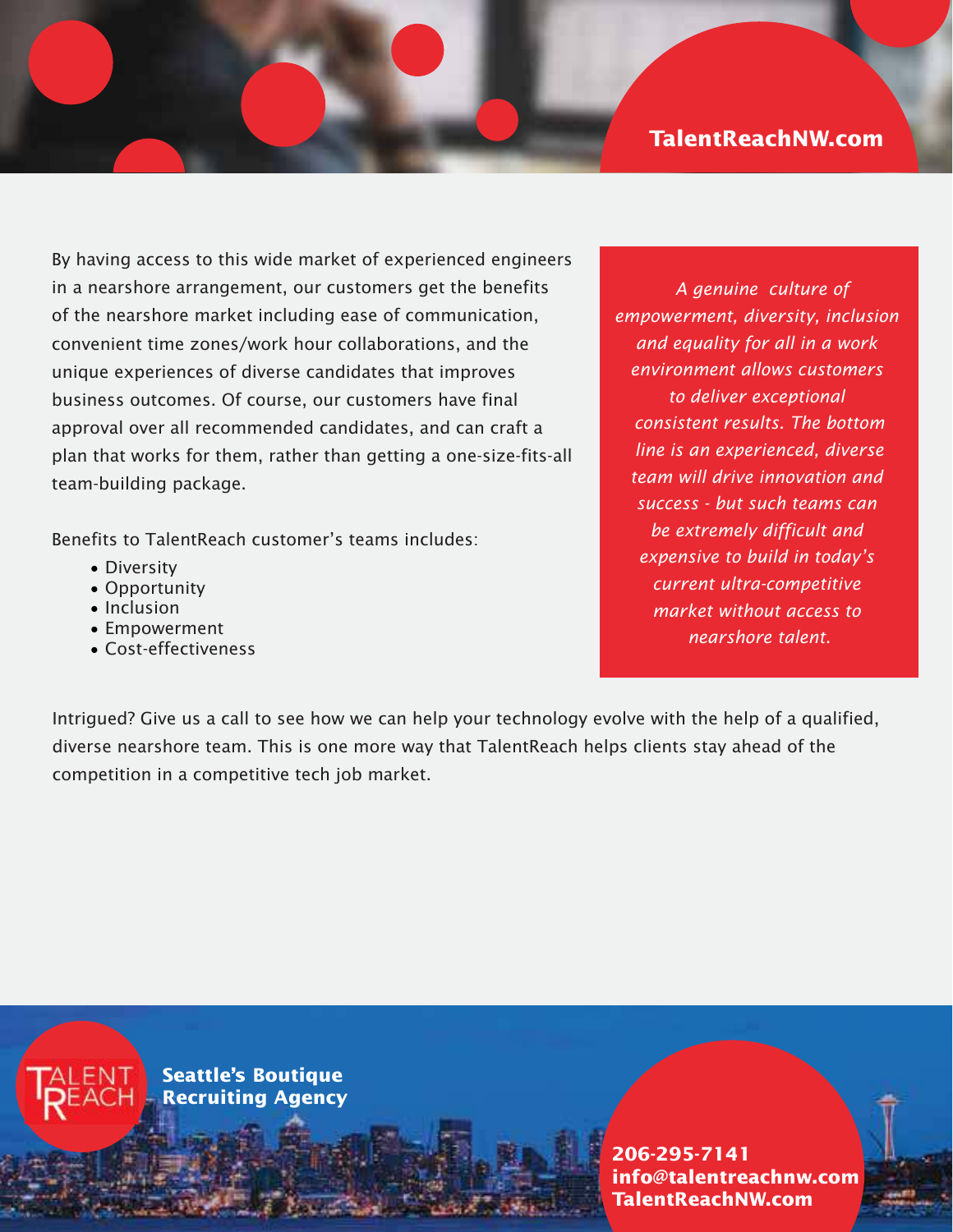TalentReachNW.com

By having access to this wide market of experienced engineers in a nearshore arrangement, our customers get the benefits of the nearshore market including ease of communication, convenient time zones/work hour collaborations, and the unique experiences of diverse candidates that improves business outcomes. Of course, our customers have final approval over all recommended candidates, and can craft a plan that works for them, rather than getting a one-size-fits-all team-building package.

Benefits to TalentReach customer's teams includes:

- Diversity
- Opportunity
- Inclusion
- Empowerment
- Cost-effectiveness

*A genuine culture of empowerment, diversity, inclusion and equality for all in a work environment allows customers to deliver exceptional consistent results. The bottom line is an experienced, diverse team will drive innovation and success - but such teams can be extremely difficult and expensive to build in today's current ultra-competitive market without access to nearshore talent.*

Intrigued? Give us a call to see how we can help your technology evolve with the help of a qualified, diverse nearshore team. This is one more way that TalentReach helps clients stay ahead of the competition in a competitive tech job market.

TALENT REACH

**Seattle's Boutique Recruiting Agency**

**206-295-7141**
**info@talentreachnw.com**
**TalentReachNW.com**